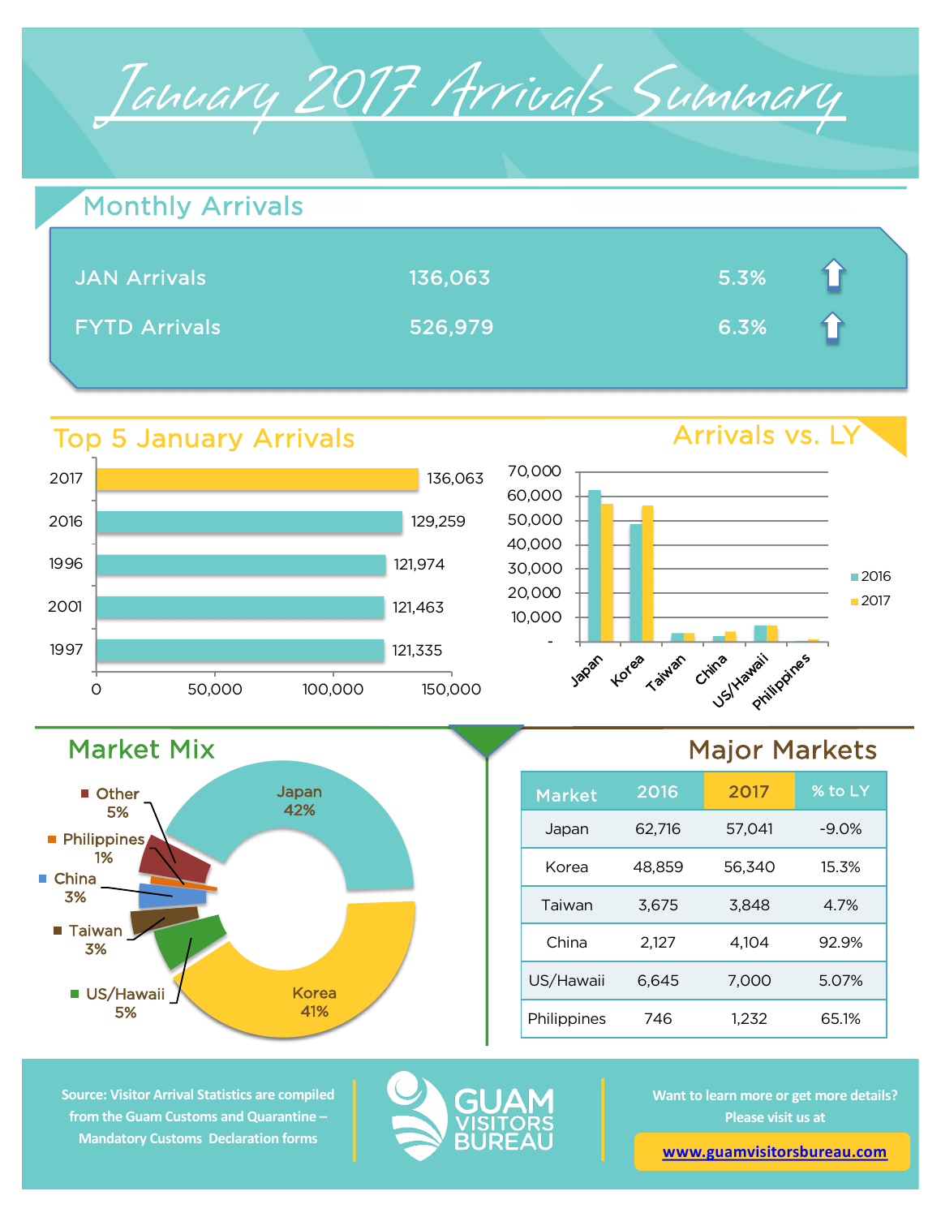# January 2017 Arrivals Summary

## Monthly Arrivals

| | | |
|---|---|---|
| JAN Arrivals | 136,063 | 5.3% ↑ |
| FYTD Arrivals | 526,979 | 6.3% ↑ |

## Top 5 January Arrivals

| Year | Arrivals |
|---|---|
| 2017 | 136,063 |
| 2016 | 129,259 |
| 1996 | 121,974 |
| 2001 | 121,463 |
| 1997 | 121,335 |

## Arrivals vs. LY

## Market Mix

- Japan 42%
- Korea 41%
- US/Hawaii 5%
- Taiwan 3%
- China 3%
- Philippines 1%
- Other 5%

## Major Markets

| Market | 2016 | 2017 | % to LY |
|---|---|---|---|
| Japan | 62,716 | 57,041 | -9.0% |
| Korea | 48,859 | 56,340 | 15.3% |
| Taiwan | 3,675 | 3,848 | 4.7% |
| China | 2,127 | 4,104 | 92.9% |
| US/Hawaii | 6,645 | 7,000 | 5.07% |
| Philippines | 746 | 1,232 | 65.1% |

Source: Visitor Arrival Statistics are compiled from the Guam Customs and Quarantine – Mandatory Customs Declaration forms

GUAM VISITORS BUREAU

Want to learn more or get more details? Please visit us at

www.guamvisitorsbureau.com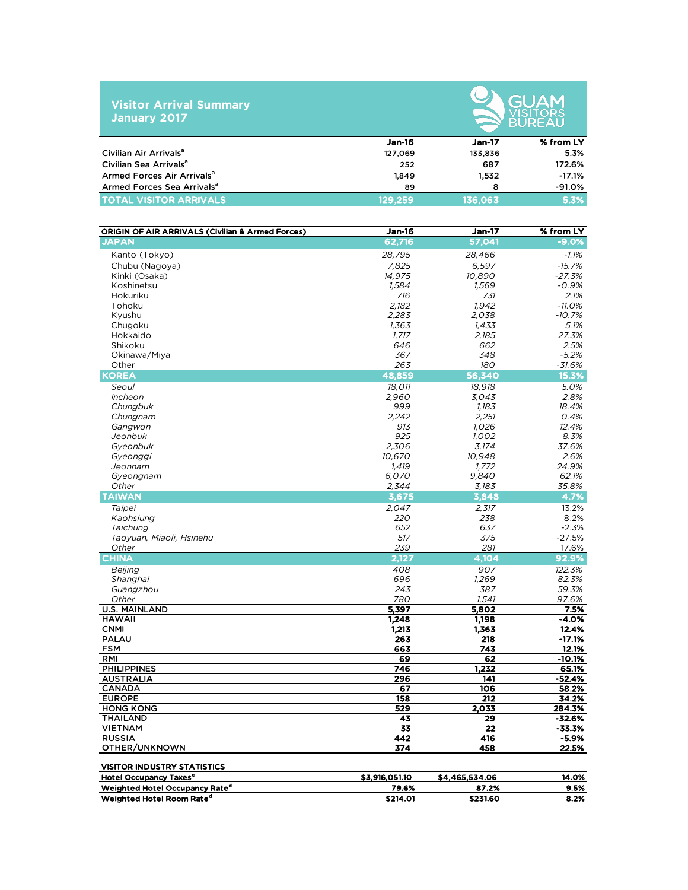# Visitor Arrival Summary
## January 2017

GUAM VISITORS BUREAU

| | Jan-16 | Jan-17 | % from LY |
|---|---|---|---|
| Civilian Air Arrivals[a] | 127,069 | 133,836 | 5.3% |
| Civilian Sea Arrivals[a] | 252 | 687 | 172.6% |
| Armed Forces Air Arrivals[a] | 1,849 | 1,532 | -17.1% |
| Armed Forces Sea Arrivals[a] | 89 | 8 | -91.0% |
| **TOTAL VISITOR ARRIVALS** | **129,259** | **136,063** | **5.3%** |

| ORIGIN OF AIR ARRIVALS (Civilian & Armed Forces) | Jan-16 | Jan-17 | % from LY |
|---|---|---|---|
| **JAPAN** | **62,716** | **57,041** | **-9.0%** |
| *Kanto (Tokyo)* | *28,795* | *28,466* | *-1.1%* |
| *Chubu (Nagoya)* | *7,825* | *6,597* | *-15.7%* |
| *Kinki (Osaka)* | *14,975* | *10,890* | *-27.3%* |
| *Koshinetsu* | *1,584* | *1,569* | *-0.9%* |
| *Hokuriku* | *716* | *731* | *2.1%* |
| *Tohoku* | *2,182* | *1,942* | *-11.0%* |
| *Kyushu* | *2,283* | *2,038* | *-10.7%* |
| *Chugoku* | *1,363* | *1,433* | *5.1%* |
| *Hokkaido* | *1,717* | *2,185* | *27.3%* |
| *Shikoku* | *646* | *662* | *2.5%* |
| *Okinawa/Miya* | *367* | *348* | *-5.2%* |
| *Other* | *263* | *180* | *-31.6%* |
| **KOREA** | **48,859** | **56,340** | **15.3%** |
| *Seoul* | *18,011* | *18,918* | *5.0%* |
| *Incheon* | *2,960* | *3,043* | *2.8%* |
| *Chungbuk* | *999* | *1,183* | *18.4%* |
| *Chungnam* | *2,242* | *2,251* | *0.4%* |
| *Gangwon* | *913* | *1,026* | *12.4%* |
| *Jeonbuk* | *925* | *1,002* | *8.3%* |
| *Gyeonbuk* | *2,306* | *3,174* | *37.6%* |
| *Gyeonggi* | *10,670* | *10,948* | *2.6%* |
| *Jeonnam* | *1,419* | *1,772* | *24.9%* |
| *Gyeongnam* | *6,070* | *9,840* | *62.1%* |
| *Other* | *2,344* | *3,183* | *35.8%* |
| **TAIWAN** | **3,675** | **3,848** | **4.7%** |
| *Taipei* | *2,047* | *2,317* | *13.2%* |
| *Kaohsiung* | *220* | *238* | *8.2%* |
| *Taichung* | *652* | *637* | *-2.3%* |
| *Taoyuan, Miaoli, Hsinehu* | *517* | *375* | *-27.5%* |
| *Other* | *239* | *281* | *17.6%* |
| **CHINA** | **2,127** | **4,104** | **92.9%** |
| *Beijing* | *408* | *907* | *122.3%* |
| *Shanghai* | *696* | *1,269* | *82.3%* |
| *Guangzhou* | *243* | *387* | *59.3%* |
| *Other* | *780* | *1,541* | *97.6%* |
| **U.S. MAINLAND** | **5,397** | **5,802** | **7.5%** |
| **HAWAII** | **1,248** | **1,198** | **-4.0%** |
| **CNMI** | **1,213** | **1,363** | **12.4%** |
| **PALAU** | **263** | **218** | **-17.1%** |
| **FSM** | **663** | **743** | **12.1%** |
| **RMI** | **69** | **62** | **-10.1%** |
| **PHILIPPINES** | **746** | **1,232** | **65.1%** |
| **AUSTRALIA** | **296** | **141** | **-52.4%** |
| **CANADA** | **67** | **106** | **58.2%** |
| **EUROPE** | **158** | **212** | **34.2%** |
| **HONG KONG** | **529** | **2,033** | **284.3%** |
| **THAILAND** | **43** | **29** | **-32.6%** |
| **VIETNAM** | **33** | **22** | **-33.3%** |
| **RUSSIA** | **442** | **416** | **-5.9%** |
| **OTHER/UNKNOWN** | **374** | **458** | **22.5%** |

| VISITOR INDUSTRY STATISTICS | | | |
|---|---|---|---|
| Hotel Occupancy Taxes[c] | $3,916,051.10 | $4,465,534.06 | 14.0% |
| Weighted Hotel Occupancy Rate[d] | 79.6% | 87.2% | 9.5% |
| Weighted Hotel Room Rate[d] | $214.01 | $231.60 | 8.2% |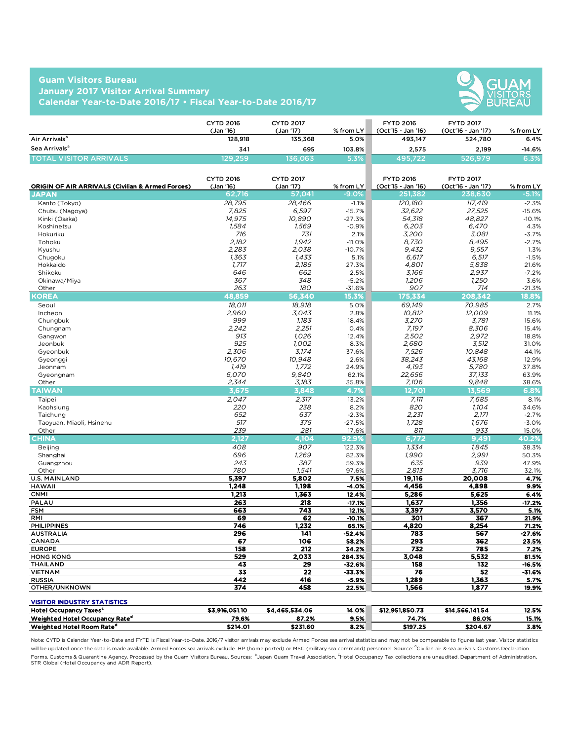## Guam Visitors Bureau
## January 2017 Visitor Arrival Summary
## Calendar Year-to-Date 2016/17 • Fiscal Year-to-Date 2016/17

| | CYTD 2016 (Jan '16) | CYTD 2017 (Jan '17) | % from LY | FYTD 2016 (Oct'15 - Jan '16) | FYTD 2017 (Oct'16 - Jan '17) | % from LY |
|---|---|---|---|---|---|---|
| Air Arrivals[a] | 128,918 | 135,368 | 5.0% | 493,147 | 524,780 | 6.4% |
| Sea Arrivals[a] | 341 | 695 | 103.8% | 2,575 | 2,199 | -14.6% |
| **TOTAL VISITOR ARRIVALS** | **129,259** | **136,063** | **5.3%** | **495,722** | **526,979** | **6.3%** |

| ORIGIN OF AIR ARRIVALS (Civilian & Armed Forces) | CYTD 2016 (Jan '16) | CYTD 2017 (Jan '17) | % from LY | FYTD 2016 (Oct'15 - Jan '16) | FYTD 2017 (Oct'16 - Jan '17) | % from LY |
|---|---|---|---|---|---|---|
| **JAPAN** | **62,716** | **57,041** | **-9.0%** | **251,382** | **238,630** | **-5.1%** |
| Kanto (Tokyo) | 28,795 | 28,466 | -1.1% | 120,180 | 117,419 | -2.3% |
| Chubu (Nagoya) | 7,825 | 6,597 | -15.7% | 32,622 | 27,525 | -15.6% |
| Kinki (Osaka) | 14,975 | 10,890 | -27.3% | 54,318 | 48,827 | -10.1% |
| Koshinetsu | 1,584 | 1,569 | -0.9% | 6,203 | 6,470 | 4.3% |
| Hokuriku | 716 | 731 | 2.1% | 3,200 | 3,081 | -3.7% |
| Tohoku | 2,182 | 1,942 | -11.0% | 8,730 | 8,495 | -2.7% |
| Kyushu | 2,283 | 2,038 | -10.7% | 9,432 | 9,557 | 1.3% |
| Chugoku | 1,363 | 1,433 | 5.1% | 6,617 | 6,517 | -1.5% |
| Hokkaido | 1,717 | 2,185 | 27.3% | 4,801 | 5,838 | 21.6% |
| Shikoku | 646 | 662 | 2.5% | 3,166 | 2,937 | -7.2% |
| Okinawa/Miya | 367 | 348 | -5.2% | 1,206 | 1,250 | 3.6% |
| Other | 263 | 180 | -31.6% | 907 | 714 | -21.3% |
| **KOREA** | **48,859** | **56,340** | **15.3%** | **175,334** | **208,342** | **18.8%** |
| Seoul | 18,011 | 18,918 | 5.0% | 69,149 | 70,985 | 2.7% |
| Incheon | 2,960 | 3,043 | 2.8% | 10,812 | 12,009 | 11.1% |
| Chungbuk | 999 | 1,183 | 18.4% | 3,270 | 3,781 | 15.6% |
| Chungnam | 2,242 | 2,251 | 0.4% | 7,197 | 8,306 | 15.4% |
| Gangwon | 913 | 1,026 | 12.4% | 2,502 | 2,972 | 18.8% |
| Jeonbuk | 925 | 1,002 | 8.3% | 2,680 | 3,512 | 31.0% |
| Gyeonbuk | 2,306 | 3,174 | 37.6% | 7,526 | 10,848 | 44.1% |
| Gyeonggi | 10,670 | 10,948 | 2.6% | 38,243 | 43,168 | 12.9% |
| Jeonnam | 1,419 | 1,772 | 24.9% | 4,193 | 5,780 | 37.8% |
| Gyeongnam | 6,070 | 9,840 | 62.1% | 22,656 | 37,133 | 63.9% |
| Other | 2,344 | 3,183 | 35.8% | 7,106 | 9,848 | 38.6% |
| **TAIWAN** | **3,675** | **3,848** | **4.7%** | **12,701** | **13,569** | **6.8%** |
| Taipei | 2,047 | 2,317 | 13.2% | 7,111 | 7,685 | 8.1% |
| Kaohsiung | 220 | 238 | 8.2% | 820 | 1,104 | 34.6% |
| Taichung | 652 | 637 | -2.3% | 2,231 | 2,171 | -2.7% |
| Taoyuan, Miaoli, Hsinehu | 517 | 375 | -27.5% | 1,728 | 1,676 | -3.0% |
| Other | 239 | 281 | 17.6% | 811 | 933 | 15.0% |
| **CHINA** | **2,127** | **4,104** | **92.9%** | **6,772** | **9,491** | **40.2%** |
| Beijing | 408 | 907 | 122.3% | 1,334 | 1,845 | 38.3% |
| Shanghai | 696 | 1,269 | 82.3% | 1,990 | 2,991 | 50.3% |
| Guangzhou | 243 | 387 | 59.3% | 635 | 939 | 47.9% |
| Other | 780 | 1,541 | 97.6% | 2,813 | 3,716 | 32.1% |
| **U.S. MAINLAND** | **5,397** | **5,802** | **7.5%** | **19,116** | **20,008** | **4.7%** |
| **HAWAII** | **1,248** | **1,198** | **-4.0%** | **4,456** | **4,898** | **9.9%** |
| **CNMI** | **1,213** | **1,363** | **12.4%** | **5,286** | **5,625** | **6.4%** |
| **PALAU** | **263** | **218** | **-17.1%** | **1,637** | **1,356** | **-17.2%** |
| **FSM** | **663** | **743** | **12.1%** | **3,397** | **3,570** | **5.1%** |
| **RMI** | **69** | **62** | **-10.1%** | **301** | **367** | **21.9%** |
| **PHILIPPINES** | **746** | **1,232** | **65.1%** | **4,820** | **8,254** | **71.2%** |
| **AUSTRALIA** | **296** | **141** | **-52.4%** | **783** | **567** | **-27.6%** |
| **CANADA** | **67** | **106** | **58.2%** | **293** | **362** | **23.5%** |
| **EUROPE** | **158** | **212** | **34.2%** | **732** | **785** | **7.2%** |
| **HONG KONG** | **529** | **2,033** | **284.3%** | **3,048** | **5,532** | **81.5%** |
| **THAILAND** | **43** | **29** | **-32.6%** | **158** | **132** | **-16.5%** |
| **VIETNAM** | **33** | **22** | **-33.3%** | **76** | **52** | **-31.6%** |
| **RUSSIA** | **442** | **416** | **-5.9%** | **1,289** | **1,363** | **5.7%** |
| **OTHER/UNKNOWN** | **374** | **458** | **22.5%** | **1,566** | **1,877** | **19.9%** |

**VISITOR INDUSTRY STATISTICS**

| | CYTD 2016 | CYTD 2017 | % from LY | FYTD 2016 | FYTD 2017 | % from LY |
|---|---|---|---|---|---|---|
| **Hotel Occupancy Taxes[c]** | $3,916,051.10 | $4,465,534.06 | 14.0% | $12,951,850.73 | $14,566,141.54 | 12.5% |
| **Weighted Hotel Occupancy Rate[d]** | 79.6% | 87.2% | 9.5% | 74.7% | 86.0% | 15.1% |
| **Weighted Hotel Room Rate[d]** | $214.01 | $231.60 | 8.2% | $197.25 | $204.67 | 3.8% |

Note: CYTD is Calendar Year-to-Date and FYTD is Fiscal Year-to-Date. 2016/7 visitor arrivals may exclude Armed Forces sea arrival statistics and may not be comparable to figures last year. Visitor statistics will be updated once the data is made available. Armed Forces sea arrivals exclude HP (home ported) or MSC (military sea command) personnel. Source: [a]Civilian air & sea arrivals. Customs Declaration Forms, Customs & Quarantine Agency. Processed by the Guam Visitors Bureau. Sources: [b]Japan Guam Travel Association, [c]Hotel Occupancy Tax collections are unaudited. Department of Administration, STR Global (Hotel Occupancy and ADR Report).